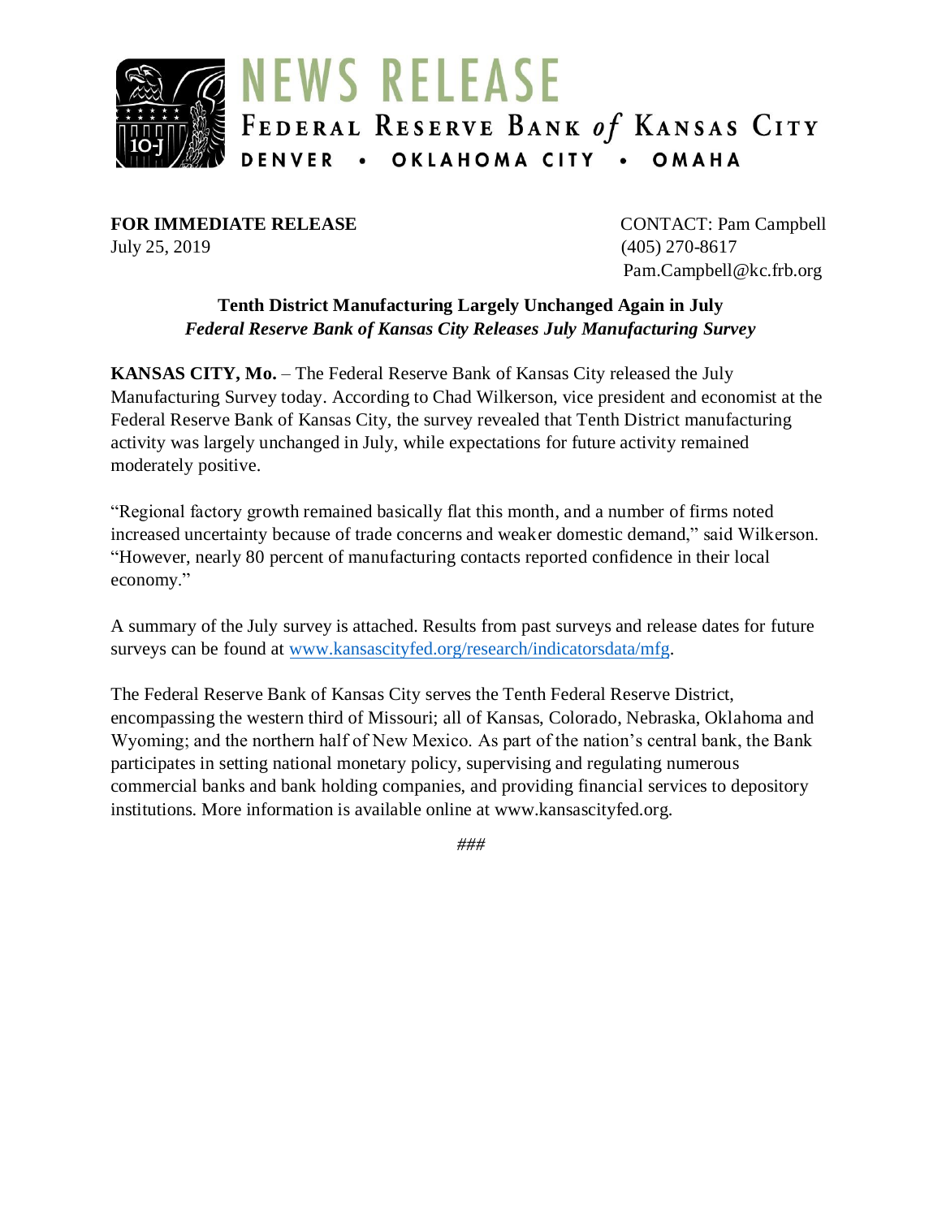# NEWS RELEASE

FEDERAL RESERVE BANK *of* KANSAS CITY

DENVER • OKLAHOMA CITY • OMAHA

**FOR IMMEDIATE RELEASE**
July 25, 2019

CONTACT: Pam Campbell
(405) 270-8617
Pam.Campbell@kc.frb.org

**Tenth District Manufacturing Largely Unchanged Again in July**
***Federal Reserve Bank of Kansas City Releases July Manufacturing Survey***

**KANSAS CITY, Mo.** – The Federal Reserve Bank of Kansas City released the July Manufacturing Survey today. According to Chad Wilkerson, vice president and economist at the Federal Reserve Bank of Kansas City, the survey revealed that Tenth District manufacturing activity was largely unchanged in July, while expectations for future activity remained moderately positive.

"Regional factory growth remained basically flat this month, and a number of firms noted increased uncertainty because of trade concerns and weaker domestic demand," said Wilkerson. "However, nearly 80 percent of manufacturing contacts reported confidence in their local economy."

A summary of the July survey is attached. Results from past surveys and release dates for future surveys can be found at www.kansascityfed.org/research/indicatorsdata/mfg.

The Federal Reserve Bank of Kansas City serves the Tenth Federal Reserve District, encompassing the western third of Missouri; all of Kansas, Colorado, Nebraska, Oklahoma and Wyoming; and the northern half of New Mexico. As part of the nation's central bank, the Bank participates in setting national monetary policy, supervising and regulating numerous commercial banks and bank holding companies, and providing financial services to depository institutions. More information is available online at www.kansascityfed.org.

###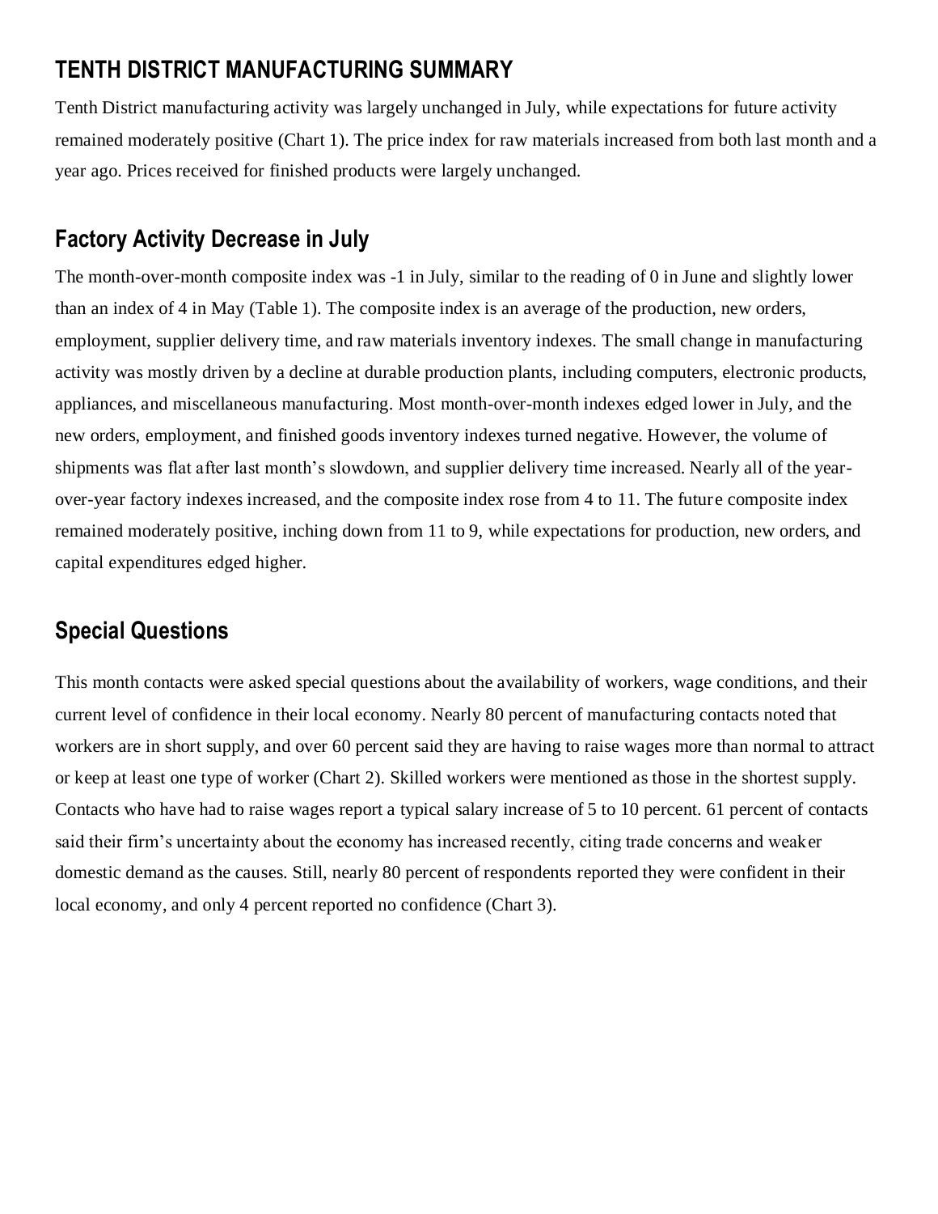## TENTH DISTRICT MANUFACTURING SUMMARY

Tenth District manufacturing activity was largely unchanged in July, while expectations for future activity remained moderately positive (Chart 1). The price index for raw materials increased from both last month and a year ago. Prices received for finished products were largely unchanged.

## Factory Activity Decrease in July

The month-over-month composite index was -1 in July, similar to the reading of 0 in June and slightly lower than an index of 4 in May (Table 1). The composite index is an average of the production, new orders, employment, supplier delivery time, and raw materials inventory indexes. The small change in manufacturing activity was mostly driven by a decline at durable production plants, including computers, electronic products, appliances, and miscellaneous manufacturing. Most month-over-month indexes edged lower in July, and the new orders, employment, and finished goods inventory indexes turned negative. However, the volume of shipments was flat after last month's slowdown, and supplier delivery time increased. Nearly all of the year-over-year factory indexes increased, and the composite index rose from 4 to 11. The future composite index remained moderately positive, inching down from 11 to 9, while expectations for production, new orders, and capital expenditures edged higher.

## Special Questions

This month contacts were asked special questions about the availability of workers, wage conditions, and their current level of confidence in their local economy. Nearly 80 percent of manufacturing contacts noted that workers are in short supply, and over 60 percent said they are having to raise wages more than normal to attract or keep at least one type of worker (Chart 2). Skilled workers were mentioned as those in the shortest supply. Contacts who have had to raise wages report a typical salary increase of 5 to 10 percent. 61 percent of contacts said their firm's uncertainty about the economy has increased recently, citing trade concerns and weaker domestic demand as the causes. Still, nearly 80 percent of respondents reported they were confident in their local economy, and only 4 percent reported no confidence (Chart 3).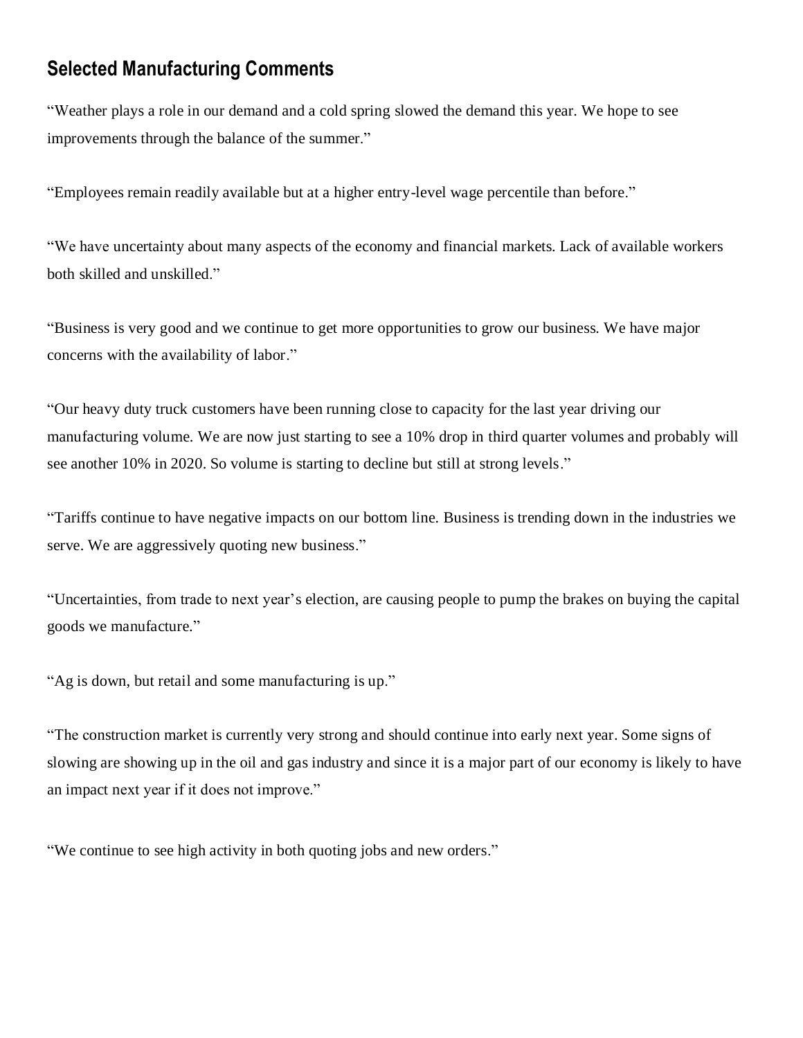## Selected Manufacturing Comments

“Weather plays a role in our demand and a cold spring slowed the demand this year. We hope to see improvements through the balance of the summer.”

“Employees remain readily available but at a higher entry-level wage percentile than before.”

“We have uncertainty about many aspects of the economy and financial markets. Lack of available workers both skilled and unskilled.”

“Business is very good and we continue to get more opportunities to grow our business. We have major concerns with the availability of labor.”

“Our heavy duty truck customers have been running close to capacity for the last year driving our manufacturing volume. We are now just starting to see a 10% drop in third quarter volumes and probably will see another 10% in 2020. So volume is starting to decline but still at strong levels.”

“Tariffs continue to have negative impacts on our bottom line. Business is trending down in the industries we serve. We are aggressively quoting new business.”

“Uncertainties, from trade to next year’s election, are causing people to pump the brakes on buying the capital goods we manufacture.”

“Ag is down, but retail and some manufacturing is up.”

“The construction market is currently very strong and should continue into early next year. Some signs of slowing are showing up in the oil and gas industry and since it is a major part of our economy is likely to have an impact next year if it does not improve.”

“We continue to see high activity in both quoting jobs and new orders.”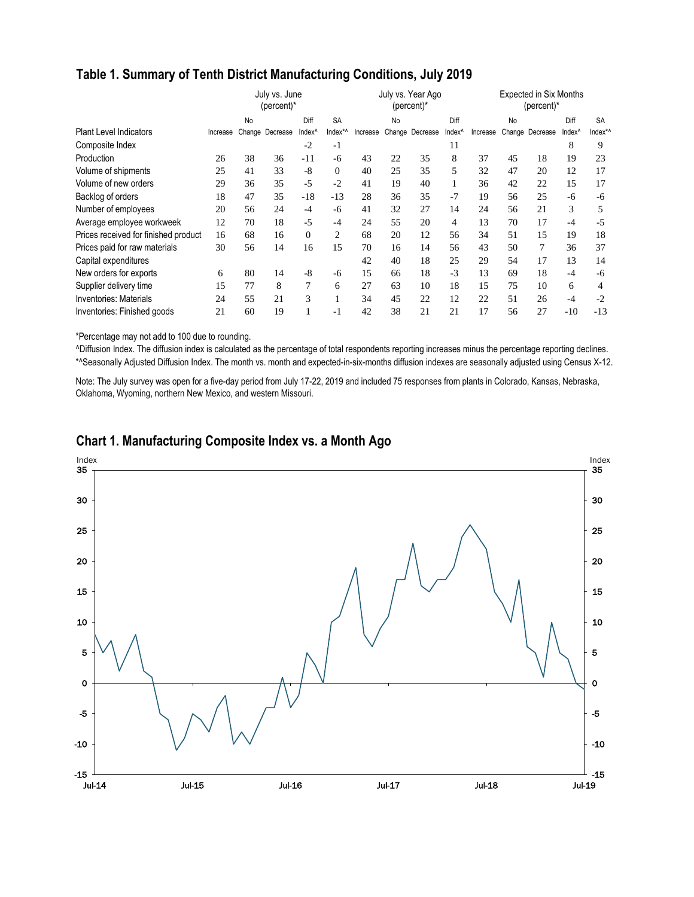## Table 1. Summary of Tenth District Manufacturing Conditions, July 2019

| Plant Level Indicators | July vs. June (percent)* | | | | | July vs. Year Ago (percent)* | | | | Expected in Six Months (percent)* | | | | |
|---|---|---|---|---|---|---|---|---|---|---|---|---|---|---|
| | Increase | No Change | Decrease | Diff Index^ | SA Index*^ | Increase | No Change | Decrease | Diff Index^ | Increase | No Change | Decrease | Diff Index^ | SA Index*^ |
| Composite Index | | | | -2 | -1 | | | | 11 | | | | 8 | 9 |
| Production | 26 | 38 | 36 | -11 | -6 | 43 | 22 | 35 | 8 | 37 | 45 | 18 | 19 | 23 |
| Volume of shipments | 25 | 41 | 33 | -8 | 0 | 40 | 25 | 35 | 5 | 32 | 47 | 20 | 12 | 17 |
| Volume of new orders | 29 | 36 | 35 | -5 | -2 | 41 | 19 | 40 | 1 | 36 | 42 | 22 | 15 | 17 |
| Backlog of orders | 18 | 47 | 35 | -18 | -13 | 28 | 36 | 35 | -7 | 19 | 56 | 25 | -6 | -6 |
| Number of employees | 20 | 56 | 24 | -4 | -6 | 41 | 32 | 27 | 14 | 24 | 56 | 21 | 3 | 5 |
| Average employee workweek | 12 | 70 | 18 | -5 | -4 | 24 | 55 | 20 | 4 | 13 | 70 | 17 | -4 | -5 |
| Prices received for finished product | 16 | 68 | 16 | 0 | 2 | 68 | 20 | 12 | 56 | 34 | 51 | 15 | 19 | 18 |
| Prices paid for raw materials | 30 | 56 | 14 | 16 | 15 | 70 | 16 | 14 | 56 | 43 | 50 | 7 | 36 | 37 |
| Capital expenditures | | | | | | 42 | 40 | 18 | 25 | 29 | 54 | 17 | 13 | 14 |
| New orders for exports | 6 | 80 | 14 | -8 | -6 | 15 | 66 | 18 | -3 | 13 | 69 | 18 | -4 | -6 |
| Supplier delivery time | 15 | 77 | 8 | 7 | 6 | 27 | 63 | 10 | 18 | 15 | 75 | 10 | 6 | 4 |
| Inventories: Materials | 24 | 55 | 21 | 3 | 1 | 34 | 45 | 22 | 12 | 22 | 51 | 26 | -4 | -2 |
| Inventories: Finished goods | 21 | 60 | 19 | 1 | -1 | 42 | 38 | 21 | 21 | 17 | 56 | 27 | -10 | -13 |

*Percentage may not add to 100 due to rounding.

^Diffusion Index. The diffusion index is calculated as the percentage of total respondents reporting increases minus the percentage reporting declines.

*^Seasonally Adjusted Diffusion Index. The month vs. month and expected-in-six-months diffusion indexes are seasonally adjusted using Census X-12.

Note: The July survey was open for a five-day period from July 17-22, 2019 and included 75 responses from plants in Colorado, Kansas, Nebraska, Oklahoma, Wyoming, northern New Mexico, and western Missouri.

## Chart 1. Manufacturing Composite Index vs. a Month Ago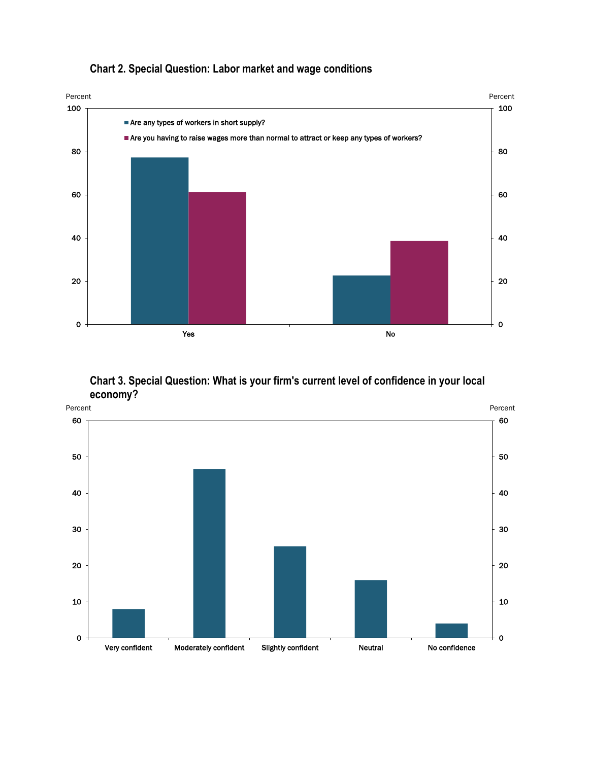## Chart 2. Special Question: Labor market and wage conditions

Percent

- Are any types of workers in short supply?
- Are you having to raise wages more than normal to attract or keep any types of workers?

Yes

No

## Chart 3. Special Question: What is your firm's current level of confidence in your local economy?

Percent

Very confident

Moderately confident

Slightly confident

Neutral

No confidence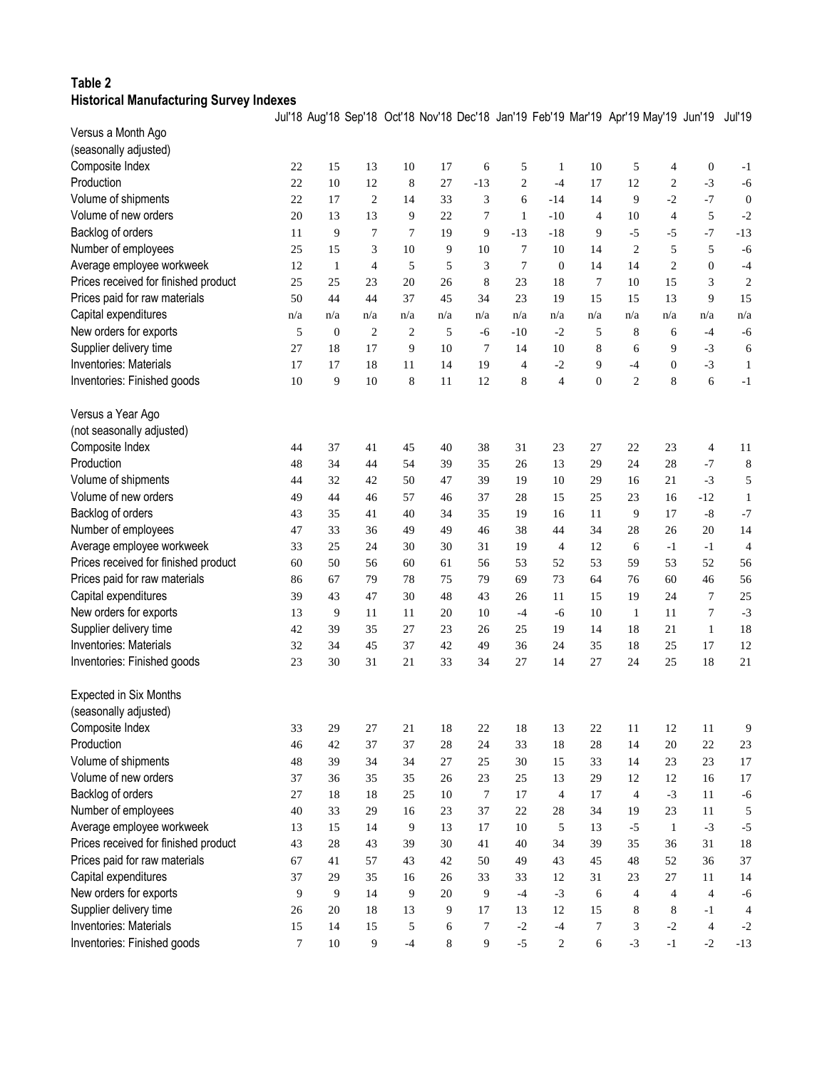**Table 2**
**Historical Manufacturing Survey Indexes**

| | Jul'18 | Aug'18 | Sep'18 | Oct'18 | Nov'18 | Dec'18 | Jan'19 | Feb'19 | Mar'19 | Apr'19 | May'19 | Jun'19 | Jul'19 |
|---|---|---|---|---|---|---|---|---|---|---|---|---|---|
| Versus a Month Ago | | | | | | | | | | | | | |
| (seasonally adjusted) | | | | | | | | | | | | | |
| Composite Index | 22 | 15 | 13 | 10 | 17 | 6 | 5 | 1 | 10 | 5 | 4 | 0 | -1 |
| Production | 22 | 10 | 12 | 8 | 27 | -13 | 2 | -4 | 17 | 12 | 2 | -3 | -6 |
| Volume of shipments | 22 | 17 | 2 | 14 | 33 | 3 | 6 | -14 | 14 | 9 | -2 | -7 | 0 |
| Volume of new orders | 20 | 13 | 13 | 9 | 22 | 7 | 1 | -10 | 4 | 10 | 4 | 5 | -2 |
| Backlog of orders | 11 | 9 | 7 | 7 | 19 | 9 | -13 | -18 | 9 | -5 | -5 | -7 | -13 |
| Number of employees | 25 | 15 | 3 | 10 | 9 | 10 | 7 | 10 | 14 | 2 | 5 | 5 | -6 |
| Average employee workweek | 12 | 1 | 4 | 5 | 5 | 3 | 7 | 0 | 14 | 14 | 2 | 0 | -4 |
| Prices received for finished product | 25 | 25 | 23 | 20 | 26 | 8 | 23 | 18 | 7 | 10 | 15 | 3 | 2 |
| Prices paid for raw materials | 50 | 44 | 44 | 37 | 45 | 34 | 23 | 19 | 15 | 15 | 13 | 9 | 15 |
| Capital expenditures | n/a | n/a | n/a | n/a | n/a | n/a | n/a | n/a | n/a | n/a | n/a | n/a | n/a |
| New orders for exports | 5 | 0 | 2 | 2 | 5 | -6 | -10 | -2 | 5 | 8 | 6 | -4 | -6 |
| Supplier delivery time | 27 | 18 | 17 | 9 | 10 | 7 | 14 | 10 | 8 | 6 | 9 | -3 | 6 |
| Inventories: Materials | 17 | 17 | 18 | 11 | 14 | 19 | 4 | -2 | 9 | -4 | 0 | -3 | 1 |
| Inventories: Finished goods | 10 | 9 | 10 | 8 | 11 | 12 | 8 | 4 | 0 | 2 | 8 | 6 | -1 |
| Versus a Year Ago | | | | | | | | | | | | | |
| (not seasonally adjusted) | | | | | | | | | | | | | |
| Composite Index | 44 | 37 | 41 | 45 | 40 | 38 | 31 | 23 | 27 | 22 | 23 | 4 | 11 |
| Production | 48 | 34 | 44 | 54 | 39 | 35 | 26 | 13 | 29 | 24 | 28 | -7 | 8 |
| Volume of shipments | 44 | 32 | 42 | 50 | 47 | 39 | 19 | 10 | 29 | 16 | 21 | -3 | 5 |
| Volume of new orders | 49 | 44 | 46 | 57 | 46 | 37 | 28 | 15 | 25 | 23 | 16 | -12 | 1 |
| Backlog of orders | 43 | 35 | 41 | 40 | 34 | 35 | 19 | 16 | 11 | 9 | 17 | -8 | -7 |
| Number of employees | 47 | 33 | 36 | 49 | 49 | 46 | 38 | 44 | 34 | 28 | 26 | 20 | 14 |
| Average employee workweek | 33 | 25 | 24 | 30 | 30 | 31 | 19 | 4 | 12 | 6 | -1 | -1 | 4 |
| Prices received for finished product | 60 | 50 | 56 | 60 | 61 | 56 | 53 | 52 | 53 | 59 | 53 | 52 | 56 |
| Prices paid for raw materials | 86 | 67 | 79 | 78 | 75 | 79 | 69 | 73 | 64 | 76 | 60 | 46 | 56 |
| Capital expenditures | 39 | 43 | 47 | 30 | 48 | 43 | 26 | 11 | 15 | 19 | 24 | 7 | 25 |
| New orders for exports | 13 | 9 | 11 | 11 | 20 | 10 | -4 | -6 | 10 | 1 | 11 | 7 | -3 |
| Supplier delivery time | 42 | 39 | 35 | 27 | 23 | 26 | 25 | 19 | 14 | 18 | 21 | 1 | 18 |
| Inventories: Materials | 32 | 34 | 45 | 37 | 42 | 49 | 36 | 24 | 35 | 18 | 25 | 17 | 12 |
| Inventories: Finished goods | 23 | 30 | 31 | 21 | 33 | 34 | 27 | 14 | 27 | 24 | 25 | 18 | 21 |
| Expected in Six Months | | | | | | | | | | | | | |
| (seasonally adjusted) | | | | | | | | | | | | | |
| Composite Index | 33 | 29 | 27 | 21 | 18 | 22 | 18 | 13 | 22 | 11 | 12 | 11 | 9 |
| Production | 46 | 42 | 37 | 37 | 28 | 24 | 33 | 18 | 28 | 14 | 20 | 22 | 23 |
| Volume of shipments | 48 | 39 | 34 | 34 | 27 | 25 | 30 | 15 | 33 | 14 | 23 | 23 | 17 |
| Volume of new orders | 37 | 36 | 35 | 35 | 26 | 23 | 25 | 13 | 29 | 12 | 12 | 16 | 17 |
| Backlog of orders | 27 | 18 | 18 | 25 | 10 | 7 | 17 | 4 | 17 | 4 | -3 | 11 | -6 |
| Number of employees | 40 | 33 | 29 | 16 | 23 | 37 | 22 | 28 | 34 | 19 | 23 | 11 | 5 |
| Average employee workweek | 13 | 15 | 14 | 9 | 13 | 17 | 10 | 5 | 13 | -5 | 1 | -3 | -5 |
| Prices received for finished product | 43 | 28 | 43 | 39 | 30 | 41 | 40 | 34 | 39 | 35 | 36 | 31 | 18 |
| Prices paid for raw materials | 67 | 41 | 57 | 43 | 42 | 50 | 49 | 43 | 45 | 48 | 52 | 36 | 37 |
| Capital expenditures | 37 | 29 | 35 | 16 | 26 | 33 | 33 | 12 | 31 | 23 | 27 | 11 | 14 |
| New orders for exports | 9 | 9 | 14 | 9 | 20 | 9 | -4 | -3 | 6 | 4 | 4 | 4 | -6 |
| Supplier delivery time | 26 | 20 | 18 | 13 | 9 | 17 | 13 | 12 | 15 | 8 | 8 | -1 | 4 |
| Inventories: Materials | 15 | 14 | 15 | 5 | 6 | 7 | -2 | -4 | 7 | 3 | -2 | 4 | -2 |
| Inventories: Finished goods | 7 | 10 | 9 | -4 | 8 | 9 | -5 | 2 | 6 | -3 | -1 | -2 | -13 |